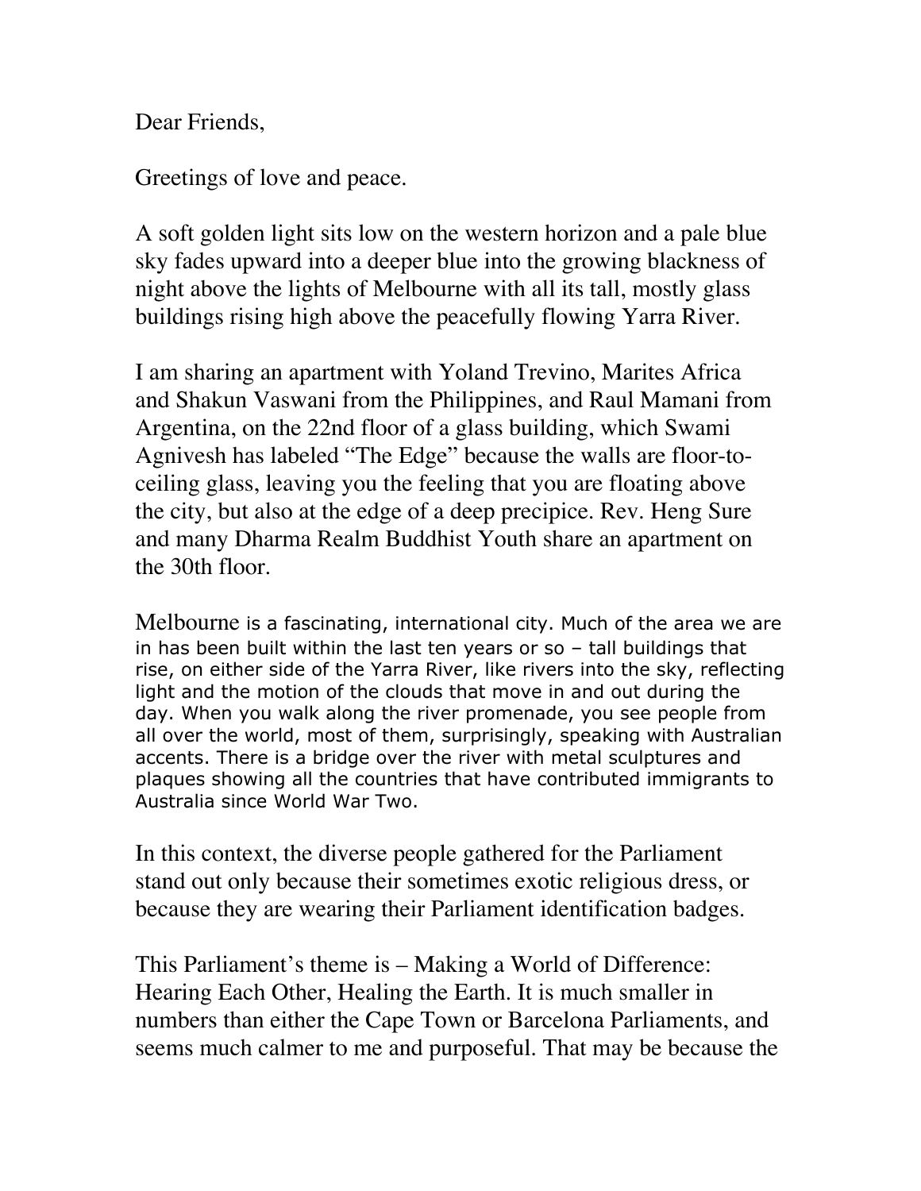Dear Friends,

Greetings of love and peace.

A soft golden light sits low on the western horizon and a pale blue sky fades upward into a deeper blue into the growing blackness of night above the lights of Melbourne with all its tall, mostly glass buildings rising high above the peacefully flowing Yarra River.

I am sharing an apartment with Yoland Trevino, Marites Africa and Shakun Vaswani from the Philippines, and Raul Mamani from Argentina, on the 22nd floor of a glass building, which Swami Agnivesh has labeled "The Edge" because the walls are floor-to-ceiling glass, leaving you the feeling that you are floating above the city, but also at the edge of a deep precipice. Rev. Heng Sure and many Dharma Realm Buddhist Youth share an apartment on the 30th floor.

Melbourne is a fascinating, international city. Much of the area we are in has been built within the last ten years or so – tall buildings that rise, on either side of the Yarra River, like rivers into the sky, reflecting light and the motion of the clouds that move in and out during the day. When you walk along the river promenade, you see people from all over the world, most of them, surprisingly, speaking with Australian accents. There is a bridge over the river with metal sculptures and plaques showing all the countries that have contributed immigrants to Australia since World War Two.

In this context, the diverse people gathered for the Parliament stand out only because their sometimes exotic religious dress, or because they are wearing their Parliament identification badges.

This Parliament's theme is – Making a World of Difference: Hearing Each Other, Healing the Earth. It is much smaller in numbers than either the Cape Town or Barcelona Parliaments, and seems much calmer to me and purposeful. That may be because the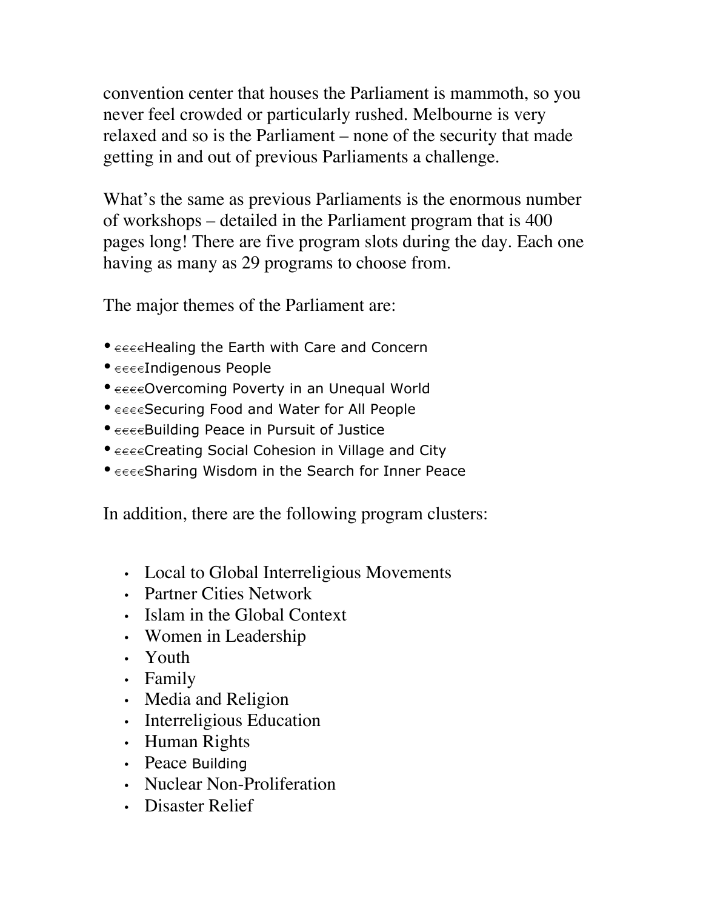convention center that houses the Parliament is mammoth, so you never feel crowded or particularly rushed. Melbourne is very relaxed and so is the Parliament – none of the security that made getting in and out of previous Parliaments a challenge.

What's the same as previous Parliaments is the enormous number of workshops – detailed in the Parliament program that is 400 pages long! There are five program slots during the day. Each one having as many as 29 programs to choose from.

The major themes of the Parliament are:

- €€€€Healing the Earth with Care and Concern
- €€€€Indigenous People
- €€€€Overcoming Poverty in an Unequal World
- €€€€Securing Food and Water for All People
- €€€€Building Peace in Pursuit of Justice
- €€€€Creating Social Cohesion in Village and City
- €€€€Sharing Wisdom in the Search for Inner Peace

In addition, there are the following program clusters:

- Local to Global Interreligious Movements
- Partner Cities Network
- Islam in the Global Context
- Women in Leadership
- Youth
- Family
- Media and Religion
- Interreligious Education
- Human Rights
- Peace Building
- Nuclear Non-Proliferation
- Disaster Relief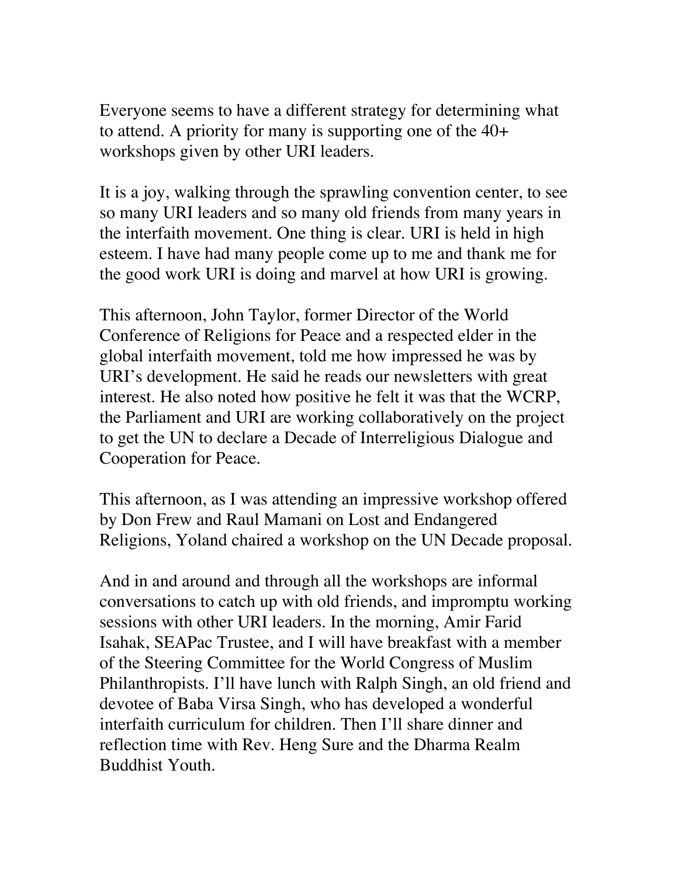Everyone seems to have a different strategy for determining what to attend. A priority for many is supporting one of the 40+ workshops given by other URI leaders.

It is a joy, walking through the sprawling convention center, to see so many URI leaders and so many old friends from many years in the interfaith movement. One thing is clear. URI is held in high esteem. I have had many people come up to me and thank me for the good work URI is doing and marvel at how URI is growing.

This afternoon, John Taylor, former Director of the World Conference of Religions for Peace and a respected elder in the global interfaith movement, told me how impressed he was by URI's development. He said he reads our newsletters with great interest. He also noted how positive he felt it was that the WCRP, the Parliament and URI are working collaboratively on the project to get the UN to declare a Decade of Interreligious Dialogue and Cooperation for Peace.

This afternoon, as I was attending an impressive workshop offered by Don Frew and Raul Mamani on Lost and Endangered Religions, Yoland chaired a workshop on the UN Decade proposal.

And in and around and through all the workshops are informal conversations to catch up with old friends, and impromptu working sessions with other URI leaders. In the morning, Amir Farid Isahak, SEAPac Trustee, and I will have breakfast with a member of the Steering Committee for the World Congress of Muslim Philanthropists. I'll have lunch with Ralph Singh, an old friend and devotee of Baba Virsa Singh, who has developed a wonderful interfaith curriculum for children. Then I'll share dinner and reflection time with Rev. Heng Sure and the Dharma Realm Buddhist Youth.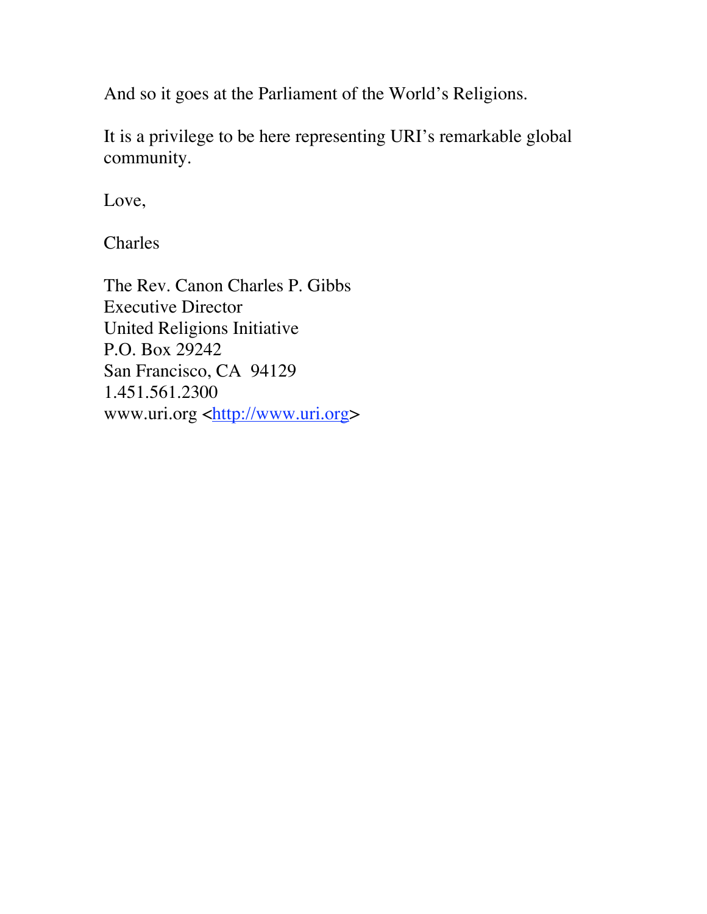And so it goes at the Parliament of the World's Religions.

It is a privilege to be here representing URI's remarkable global community.

Love,

Charles

The Rev. Canon Charles P. Gibbs  
Executive Director  
United Religions Initiative  
P.O. Box 29242  
San Francisco, CA 94129  
1.451.561.2300  
www.uri.org <http://www.uri.org>